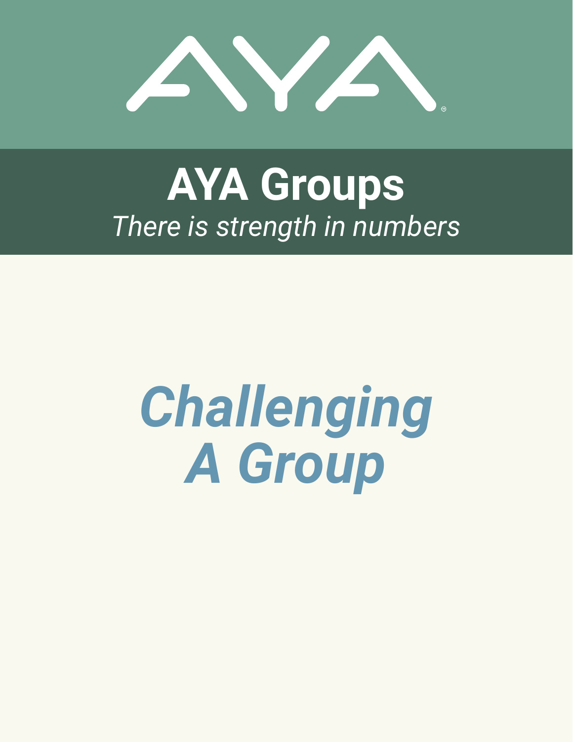AYA

# AYA Groups

*There is strength in numbers*

# *Challenging A Group*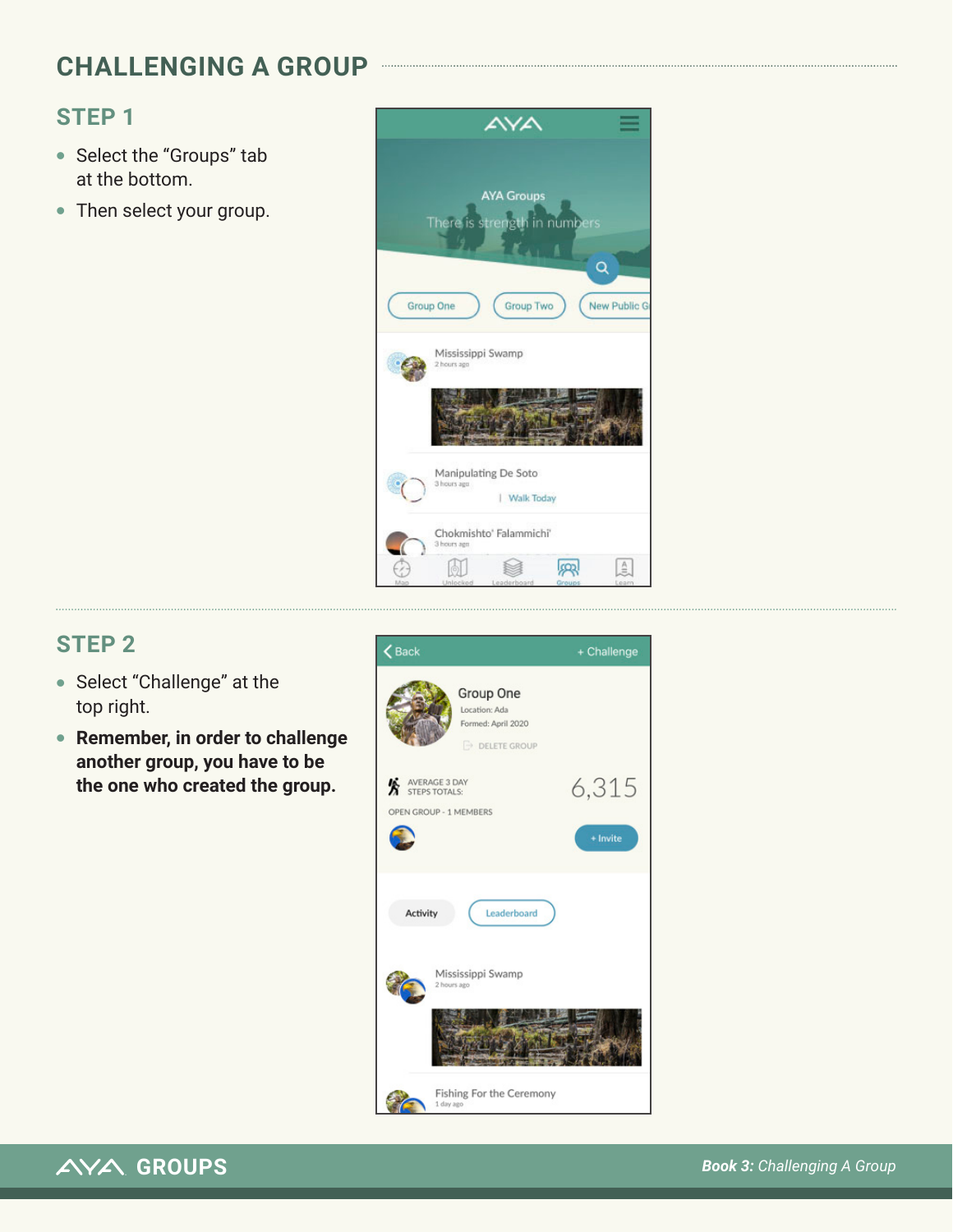# CHALLENGING A GROUP

## STEP 1

- Select the "Groups" tab at the bottom.
- Then select your group.

## STEP 2

- Select "Challenge" at the top right.
- **Remember, in order to challenge another group, you have to be the one who created the group.**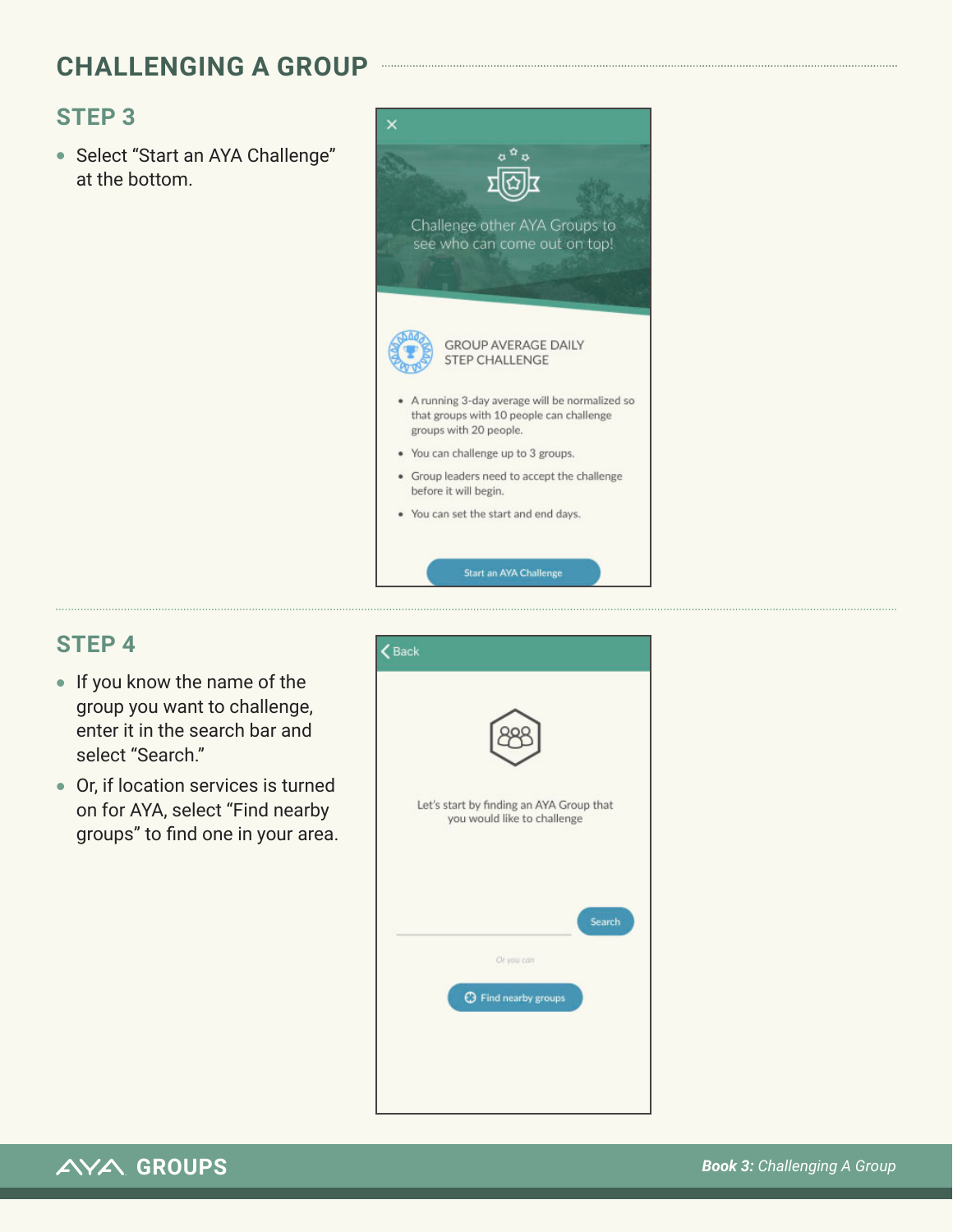# CHALLENGING A GROUP

## STEP 3

- Select "Start an AYA Challenge" at the bottom.

Challenge other AYA Groups to see who can come out on top!

GROUP AVERAGE DAILY STEP CHALLENGE

- A running 3-day average will be normalized so that groups with 10 people can challenge groups with 20 people.
- You can challenge up to 3 groups.
- Group leaders need to accept the challenge before it will begin.
- You can set the start and end days.

Start an AYA Challenge

## STEP 4

- If you know the name of the group you want to challenge, enter it in the search bar and select "Search."
- Or, if location services is turned on for AYA, select "Find nearby groups" to find one in your area.

Back

Let's start by finding an AYA Group that you would like to challenge

Search

Or you can

Find nearby groups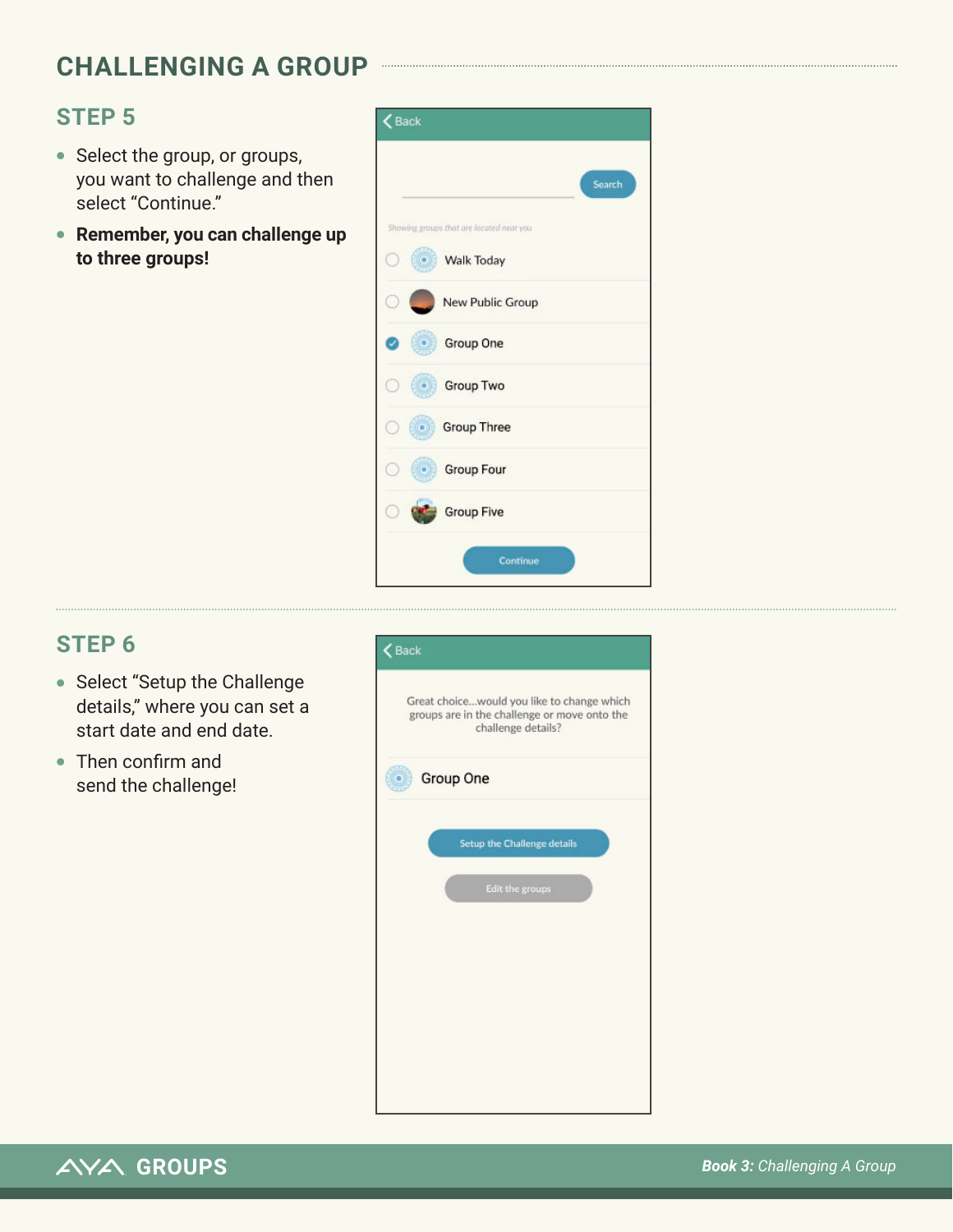## CHALLENGING A GROUP

### STEP 5

- Select the group, or groups, you want to challenge and then select "Continue."
- **Remember, you can challenge up to three groups!**

### STEP 6

- Select "Setup the Challenge details," where you can set a start date and end date.
- Then confirm and send the challenge!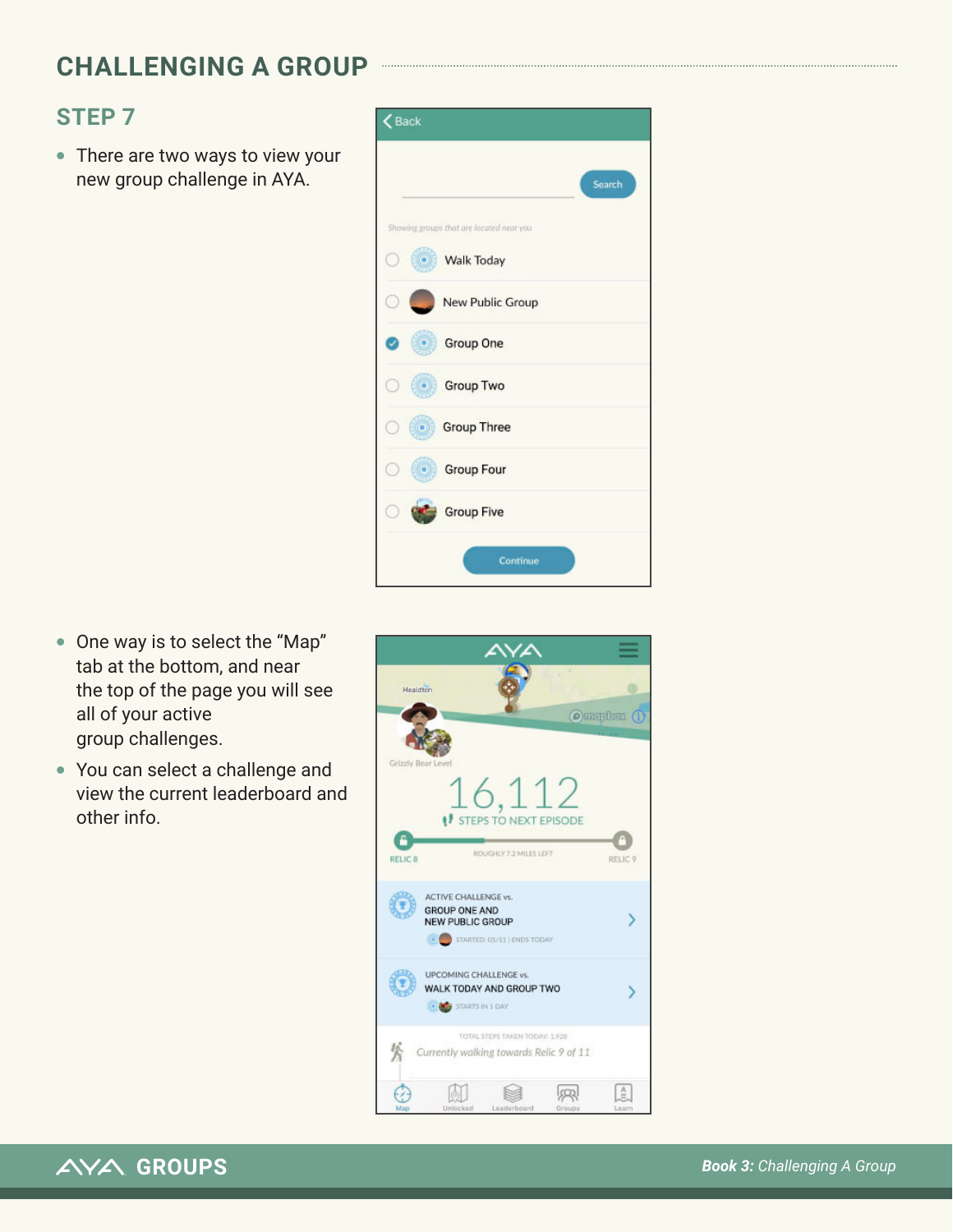## CHALLENGING A GROUP

### STEP 7

- There are two ways to view your new group challenge in AYA.

- One way is to select the "Map" tab at the bottom, and near the top of the page you will see all of your active group challenges.
- You can select a challenge and view the current leaderboard and other info.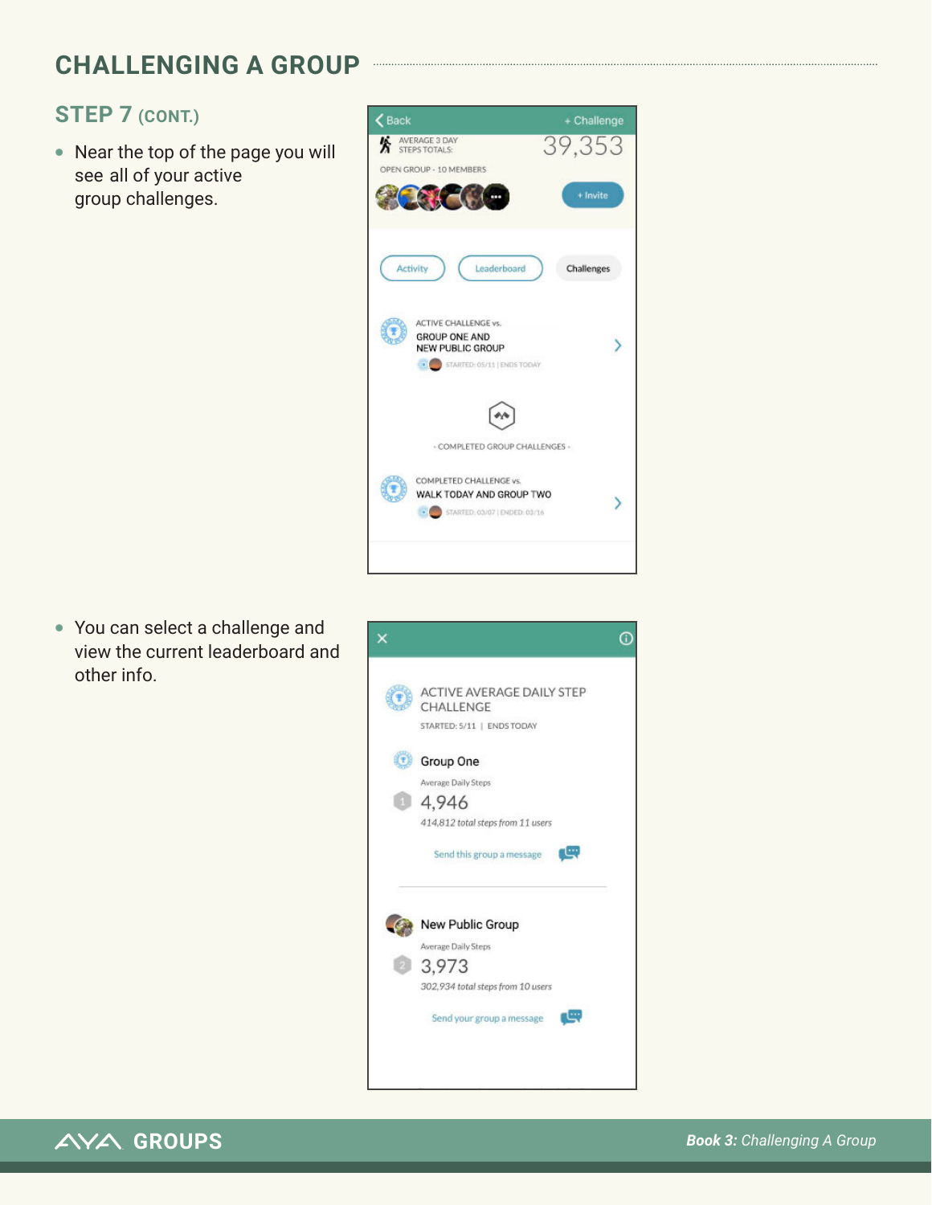## CHALLENGING A GROUP

### STEP 7 (CONT.)

- Near the top of the page you will see all of your active group challenges.

- You can select a challenge and view the current leaderboard and other info.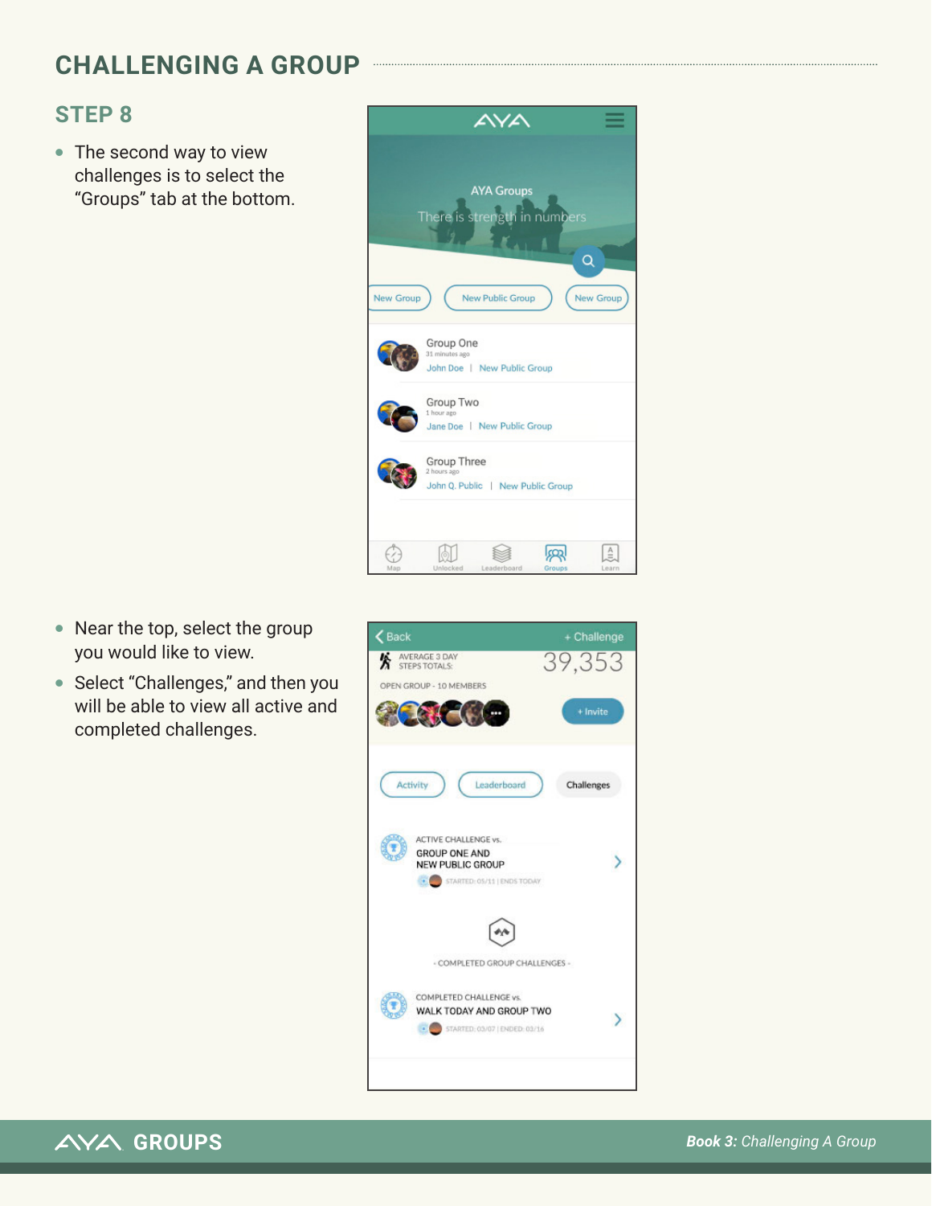## CHALLENGING A GROUP

### STEP 8

- The second way to view challenges is to select the "Groups" tab at the bottom.

- Near the top, select the group you would like to view.
- Select "Challenges," and then you will be able to view all active and completed challenges.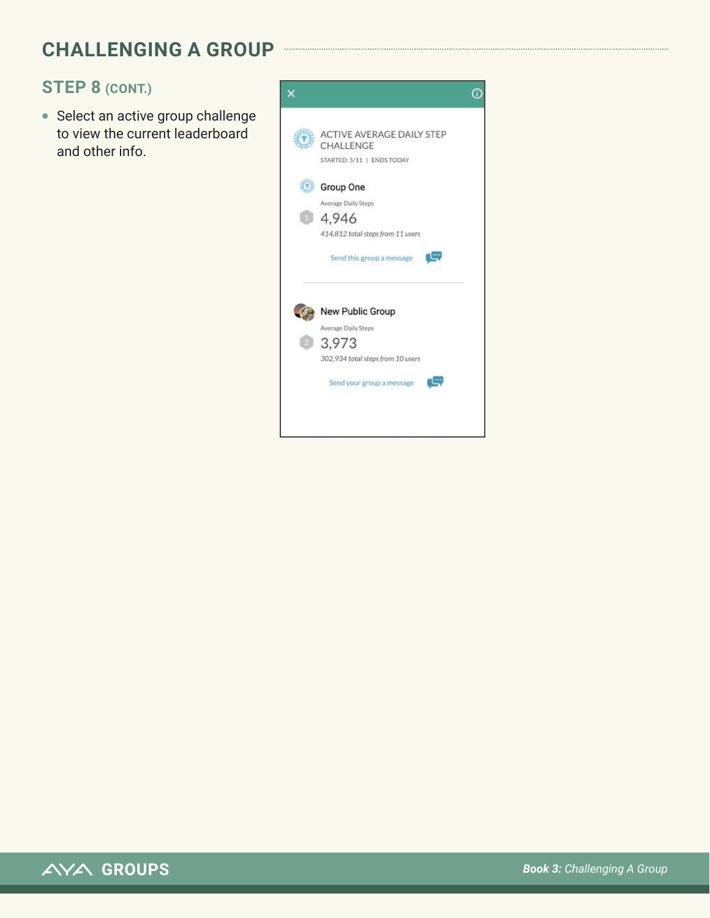## CHALLENGING A GROUP

### STEP 8 (CONT.)

- Select an active group challenge to view the current leaderboard and other info.

ACTIVE AVERAGE DAILY STEP CHALLENGE

STARTED: 5/11 | ENDS TODAY

Group One

Average Daily Steps

1

4,946

414,812 total steps from 11 users

Send this group a message

New Public Group

Average Daily Steps

2

3,973

302,934 total steps from 10 users

Send your group a message